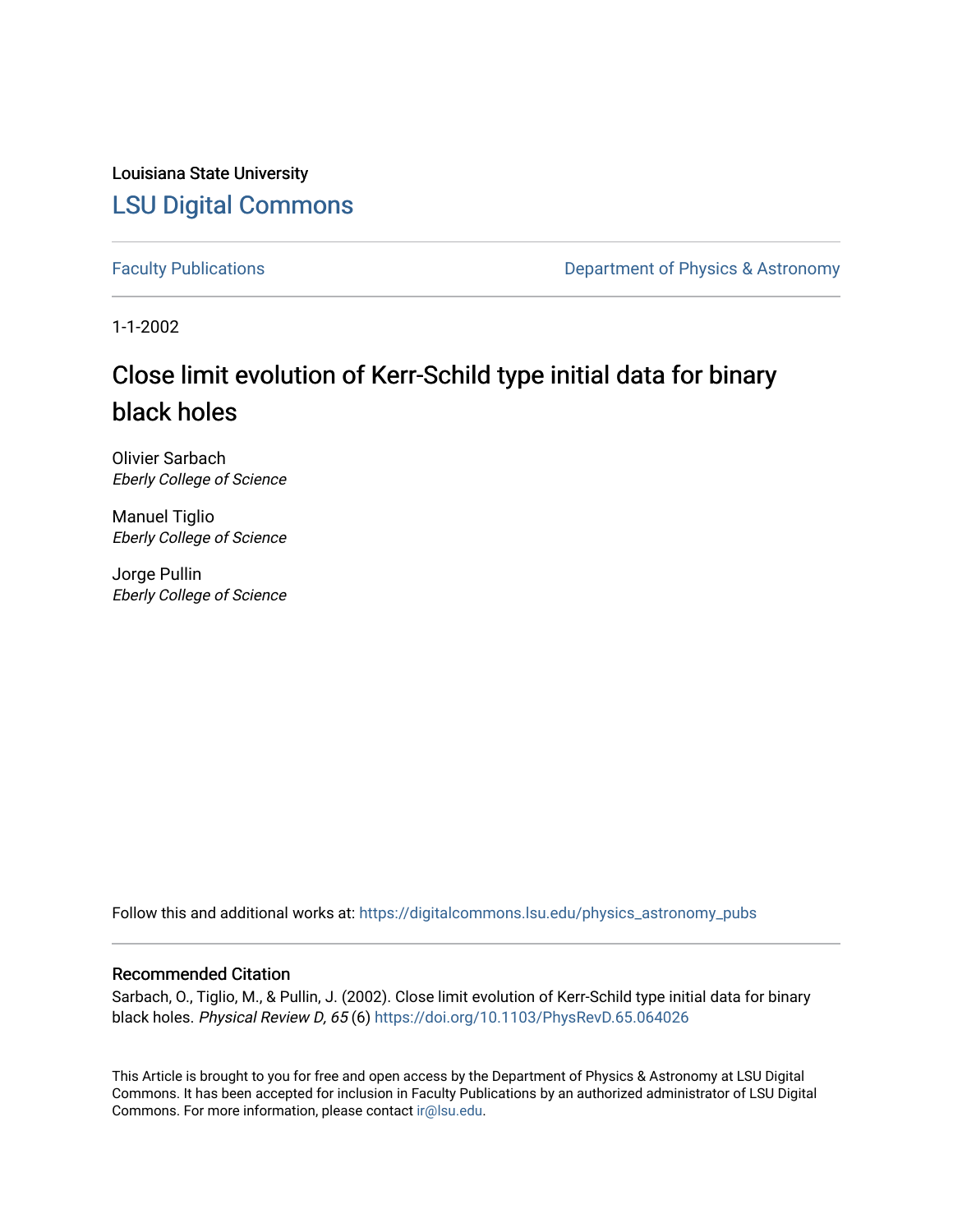Louisiana State University

# LSU Digital Commons

Faculty Publications

Department of Physics & Astronomy

1-1-2002

# Close limit evolution of Kerr-Schild type initial data for binary black holes

Olivier Sarbach
*Eberly College of Science*

Manuel Tiglio
*Eberly College of Science*

Jorge Pullin
*Eberly College of Science*

Follow this and additional works at: https://digitalcommons.lsu.edu/physics_astronomy_pubs

## Recommended Citation

Sarbach, O., Tiglio, M., & Pullin, J. (2002). Close limit evolution of Kerr-Schild type initial data for binary black holes. *Physical Review D, 65* (6) https://doi.org/10.1103/PhysRevD.65.064026

This Article is brought to you for free and open access by the Department of Physics & Astronomy at LSU Digital Commons. It has been accepted for inclusion in Faculty Publications by an authorized administrator of LSU Digital Commons. For more information, please contact ir@lsu.edu.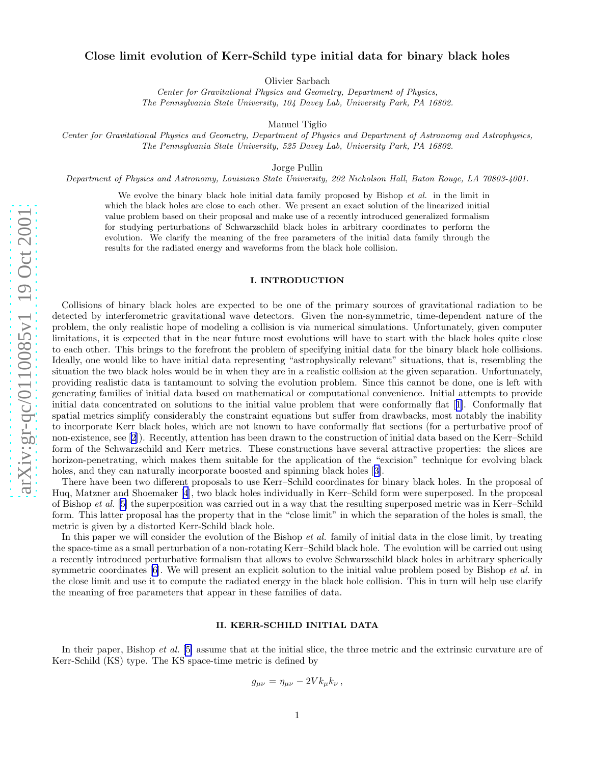# Close limit evolution of Kerr-Schild type initial data for binary black holes

Olivier Sarbach

*Center for Gravitational Physics and Geometry, Department of Physics, The Pennsylvania State University, 104 Davey Lab, University Park, PA 16802.*

Manuel Tiglio

*Center for Gravitational Physics and Geometry, Department of Physics and Department of Astronomy and Astrophysics, The Pennsylvania State University, 525 Davey Lab, University Park, PA 16802.*

Jorge Pullin

*Department of Physics and Astronomy, Louisiana State University, 202 Nicholson Hall, Baton Rouge, LA 70803-4001.*

We evolve the binary black hole initial data family proposed by Bishop *et al.* in the limit in which the black holes are close to each other. We present an exact solution of the linearized initial value problem based on their proposal and make use of a recently introduced generalized formalism for studying perturbations of Schwarzschild black holes in arbitrary coordinates to perform the evolution. We clarify the meaning of the free parameters of the initial data family through the results for the radiated energy and waveforms from the black hole collision.

## I. INTRODUCTION

Collisions of binary black holes are expected to be one of the primary sources of gravitational radiation to be detected by interferometric gravitational wave detectors. Given the non-symmetric, time-dependent nature of the problem, the only realistic hope of modeling a collision is via numerical simulations. Unfortunately, given computer limitations, it is expected that in the near future most evolutions will have to start with the black holes quite close to each other. This brings to the forefront the problem of specifying initial data for the binary black hole collisions. Ideally, one would like to have initial data representing "astrophysically relevant" situations, that is, resembling the situation the two black holes would be in when they are in a realistic collision at the given separation. Unfortunately, providing realistic data is tantamount to solving the evolution problem. Since this cannot be done, one is left with generating families of initial data based on mathematical or computational convenience. Initial attempts to provide initial data concentrated on solutions to the initial value problem that were conformally flat [1]. Conformally flat spatial metrics simplify considerably the constraint equations but suffer from drawbacks, most notably the inability to incorporate Kerr black holes, which are not known to have conformally flat sections (for a perturbative proof of non-existence, see [2]). Recently, attention has been drawn to the construction of initial data based on the Kerr–Schild form of the Schwarzschild and Kerr metrics. These constructions have several attractive properties: the slices are horizon-penetrating, which makes them suitable for the application of the "excision" technique for evolving black holes, and they can naturally incorporate boosted and spinning black holes [3].

There have been two different proposals to use Kerr–Schild coordinates for binary black holes. In the proposal of Huq, Matzner and Shoemaker [4], two black holes individually in Kerr–Schild form were superposed. In the proposal of Bishop *et al.* [5] the superposition was carried out in a way that the resulting superposed metric was in Kerr–Schild form. This latter proposal has the property that in the "close limit" in which the separation of the holes is small, the metric is given by a distorted Kerr-Schild black hole.

In this paper we will consider the evolution of the Bishop *et al.* family of initial data in the close limit, by treating the space-time as a small perturbation of a non-rotating Kerr–Schild black hole. The evolution will be carried out using a recently introduced perturbative formalism that allows to evolve Schwarzschild black holes in arbitrary spherically symmetric coordinates [6]. We will present an explicit solution to the initial value problem posed by Bishop *et al.* in the close limit and use it to compute the radiated energy in the black hole collision. This in turn will help use clarify the meaning of free parameters that appear in these families of data.

## II. KERR-SCHILD INITIAL DATA

In their paper, Bishop *et al.* [5] assume that at the initial slice, the three metric and the extrinsic curvature are of Kerr-Schild (KS) type. The KS space-time metric is defined by

$$g_{\mu\nu} = \eta_{\mu\nu} - 2Vk_\mu k_\nu \,,$$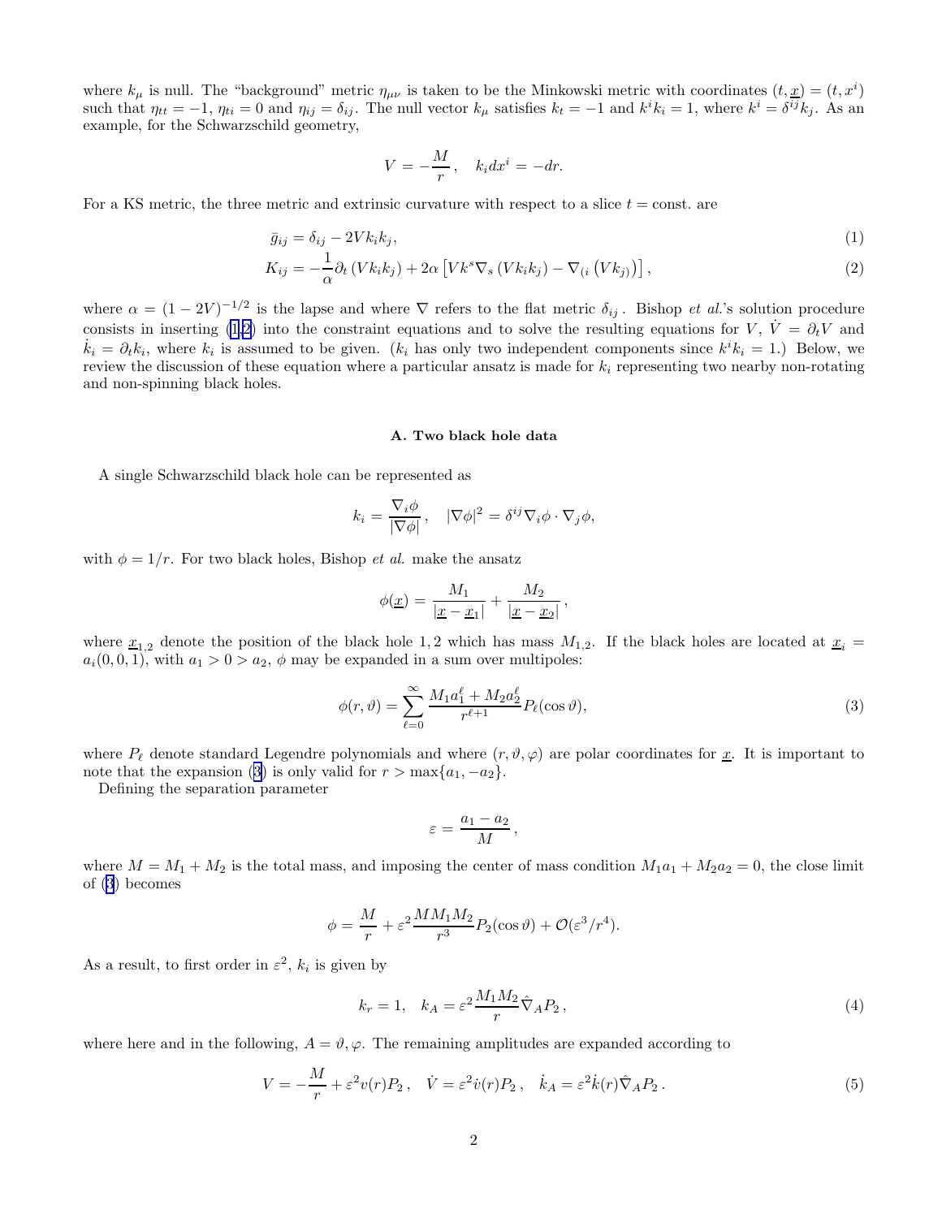where $k_\mu$ is null. The "background" metric $\eta_{\mu\nu}$ is taken to be the Minkowski metric with coordinates $(t, \underline{x}) = (t, x^i)$ such that $\eta_{tt} = -1$, $\eta_{ti} = 0$ and $\eta_{ij} = \delta_{ij}$. The null vector $k_\mu$ satisfies $k_t = -1$ and $k^i k_i = 1$, where $k^i = \delta^{ij} k_j$. As an example, for the Schwarzschild geometry,

$$V = -\frac{M}{r}\,, \quad k_i dx^i = -dr.$$

For a KS metric, the three metric and extrinsic curvature with respect to a slice $t =$ const. are

$$\bar{g}_{ij} = \delta_{ij} - 2V k_i k_j, \tag{1}$$

$$K_{ij} = -\frac{1}{\alpha}\partial_t \left(V k_i k_j\right) + 2\alpha \left[V k^s \nabla_s \left(V k_i k_j\right) - \nabla_{(i}\left(V k_{j)}\right)\right], \tag{2}$$

where $\alpha = (1-2V)^{-1/2}$ is the lapse and where $\nabla$ refers to the flat metric $\delta_{ij}$. Bishop *et al.*'s solution procedure consists in inserting (1,2) into the constraint equations and to solve the resulting equations for $V$, $\dot{V} = \partial_t V$ and $\dot{k}_i = \partial_t k_i$, where $k_i$ is assumed to be given. ($k_i$ has only two independent components since $k^i k_i = 1$.) Below, we review the discussion of these equation where a particular ansatz is made for $k_i$ representing two nearby non-rotating and non-spinning black holes.

### A. Two black hole data

A single Schwarzschild black hole can be represented as

$$k_i = \frac{\nabla_i \phi}{|\nabla\phi|}\,, \quad |\nabla\phi|^2 = \delta^{ij}\nabla_i\phi \cdot \nabla_j\phi,$$

with $\phi = 1/r$. For two black holes, Bishop *et al.* make the ansatz

$$\phi(\underline{x}) = \frac{M_1}{|\underline{x} - \underline{x}_1|} + \frac{M_2}{|\underline{x} - \underline{x}_2|}\,,$$

where $\underline{x}_{1,2}$ denote the position of the black hole 1, 2 which has mass $M_{1,2}$. If the black holes are located at $\underline{x}_i = a_i(0,0,1)$, with $a_1 > 0 > a_2$, $\phi$ may be expanded in a sum over multipoles:

$$\phi(r,\vartheta) = \sum_{\ell=0}^{\infty} \frac{M_1 a_1^\ell + M_2 a_2^\ell}{r^{\ell+1}} P_\ell(\cos\vartheta), \tag{3}$$

where $P_\ell$ denote standard Legendre polynomials and where $(r, \vartheta, \varphi)$ are polar coordinates for $\underline{x}$. It is important to note that the expansion (3) is only valid for $r > \max\{a_1, -a_2\}$.

Defining the separation parameter

$$\varepsilon = \frac{a_1 - a_2}{M}\,,$$

where $M = M_1 + M_2$ is the total mass, and imposing the center of mass condition $M_1 a_1 + M_2 a_2 = 0$, the close limit of (3) becomes

$$\phi = \frac{M}{r} + \varepsilon^2 \frac{M M_1 M_2}{r^3} P_2(\cos\vartheta) + \mathcal{O}(\varepsilon^3/r^4).$$

As a result, to first order in $\varepsilon^2$, $k_i$ is given by

$$k_r = 1, \quad k_A = \varepsilon^2 \frac{M_1 M_2}{r} \hat{\nabla}_A P_2\,, \tag{4}$$

where here and in the following, $A = \vartheta, \varphi$. The remaining amplitudes are expanded according to

$$V = -\frac{M}{r} + \varepsilon^2 v(r) P_2\,, \quad \dot{V} = \varepsilon^2 \dot{v}(r) P_2\,, \quad \dot{k}_A = \varepsilon^2 \dot{k}(r) \hat{\nabla}_A P_2\,. \tag{5}$$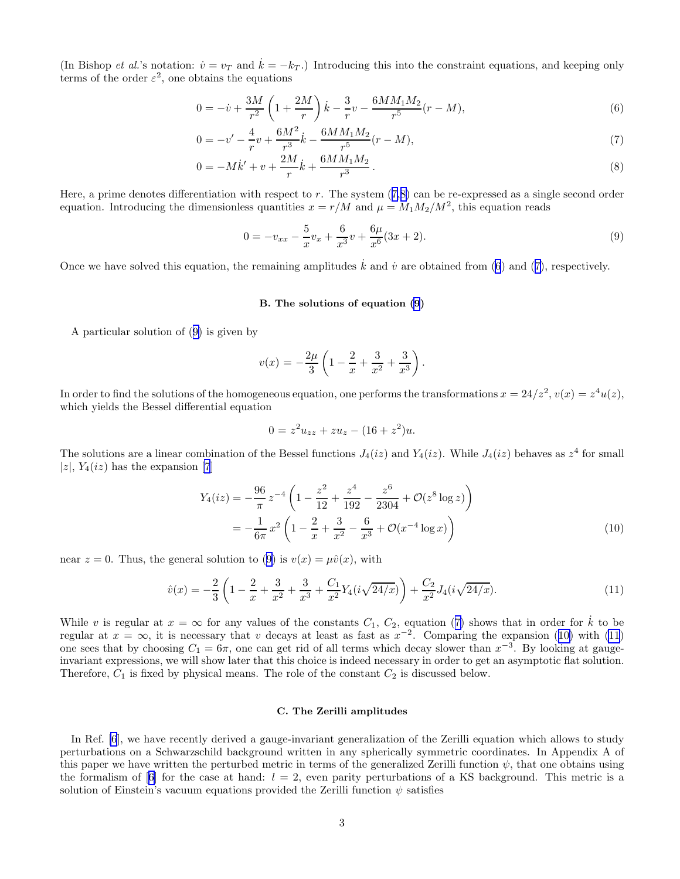(In Bishop *et al.*'s notation: $\dot{v} = v_T$ and $\dot{k} = -k_T$.) Introducing this into the constraint equations, and keeping only terms of the order $\varepsilon^2$, one obtains the equations

$$0 = -\dot{v} + \frac{3M}{r^2}\left(1 + \frac{2M}{r}\right)\dot{k} - \frac{3}{r}v - \frac{6MM_1M_2}{r^5}(r - M), \tag{6}$$

$$0 = -v' - \frac{4}{r}v + \frac{6M^2}{r^3}\dot{k} - \frac{6MM_1M_2}{r^5}(r - M), \tag{7}$$

$$0 = -M\dot{k}' + v + \frac{2M}{r}\dot{k} + \frac{6MM_1M_2}{r^3}\,. \tag{8}$$

Here, a prime denotes differentiation with respect to $r$. The system (7,8) can be re-expressed as a single second order equation. Introducing the dimensionless quantities $x = r/M$ and $\mu = M_1M_2/M^2$, this equation reads

$$0 = -v_{xx} - \frac{5}{x}v_x + \frac{6}{x^3}v + \frac{6\mu}{x^6}(3x + 2). \tag{9}$$

Once we have solved this equation, the remaining amplitudes $\dot{k}$ and $\dot{v}$ are obtained from (6) and (7), respectively.

### B. The solutions of equation (9)

A particular solution of (9) is given by

$$v(x) = -\frac{2\mu}{3}\left(1 - \frac{2}{x} + \frac{3}{x^2} + \frac{3}{x^3}\right).$$

In order to find the solutions of the homogeneous equation, one performs the transformations $x = 24/z^2$, $v(x) = z^4 u(z)$, which yields the Bessel differential equation

$$0 = z^2 u_{zz} + z u_z - (16 + z^2)u.$$

The solutions are a linear combination of the Bessel functions $J_4(iz)$ and $Y_4(iz)$. While $J_4(iz)$ behaves as $z^4$ for small $|z|$, $Y_4(iz)$ has the expansion [7]

$$\begin{aligned} Y_4(iz) &= -\frac{96}{\pi}\, z^{-4}\left(1 - \frac{z^2}{12} + \frac{z^4}{192} - \frac{z^6}{2304} + \mathcal{O}(z^8 \log z)\right) \\ &= -\frac{1}{6\pi}\, x^2 \left(1 - \frac{2}{x} + \frac{3}{x^2} - \frac{6}{x^3} + \mathcal{O}(x^{-4}\log x)\right) \end{aligned} \tag{10}$$

near $z = 0$. Thus, the general solution to (9) is $v(x) = \mu \hat{v}(x)$, with

$$\hat{v}(x) = -\frac{2}{3}\left(1 - \frac{2}{x} + \frac{3}{x^2} + \frac{3}{x^3} + \frac{C_1}{x^2}Y_4(i\sqrt{24/x})\right) + \frac{C_2}{x^2}J_4(i\sqrt{24/x}). \tag{11}$$

While $v$ is regular at $x = \infty$ for any values of the constants $C_1$, $C_2$, equation (7) shows that in order for $\dot{k}$ to be regular at $x = \infty$, it is necessary that $v$ decays at least as fast as $x^{-2}$. Comparing the expansion (10) with (11) one sees that by choosing $C_1 = 6\pi$, one can get rid of all terms which decay slower than $x^{-3}$. By looking at gauge-invariant expressions, we will show later that this choice is indeed necessary in order to get an asymptotic flat solution. Therefore, $C_1$ is fixed by physical means. The role of the constant $C_2$ is discussed below.

### C. The Zerilli amplitudes

In Ref. [6], we have recently derived a gauge-invariant generalization of the Zerilli equation which allows to study perturbations on a Schwarzschild background written in any spherically symmetric coordinates. In Appendix A of this paper we have written the perturbed metric in terms of the generalized Zerilli function $\psi$, that one obtains using the formalism of [6] for the case at hand: $l = 2$, even parity perturbations of a KS background. This metric is a solution of Einstein's vacuum equations provided the Zerilli function $\psi$ satisfies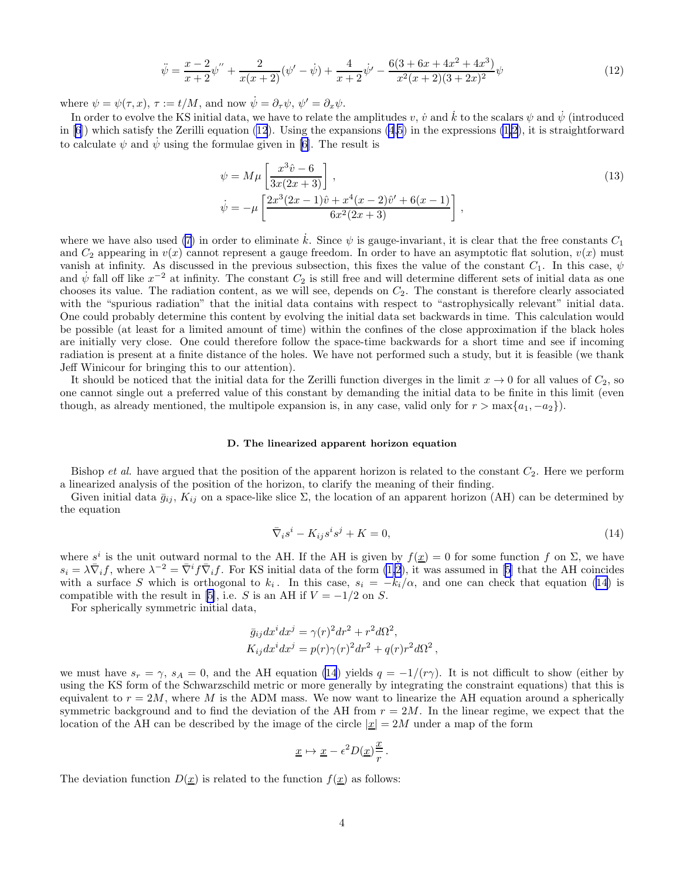$$\ddot{\psi} = \frac{x-2}{x+2}\psi'' + \frac{2}{x(x+2)}(\psi' - \dot{\psi}) + \frac{4}{x+2}\dot{\psi}' - \frac{6(3+6x+4x^2+4x^3)}{x^2(x+2)(3+2x)^2}\psi \tag{12}$$

where $\psi = \psi(\tau, x)$, $\tau := t/M$, and now $\dot{\psi} = \partial_\tau \psi$, $\psi' = \partial_x \psi$.

In order to evolve the KS initial data, we have to relate the amplitudes $v$, $\dot{v}$ and $\dot{k}$ to the scalars $\psi$ and $\dot{\psi}$ (introduced in [6]) which satisfy the Zerilli equation (12). Using the expansions (4,5) in the expressions (1,2), it is straightforward to calculate $\psi$ and $\dot{\psi}$ using the formulae given in [6]. The result is

$$\psi = M\mu \left[\frac{x^3\hat{v} - 6}{3x(2x+3)}\right],$$
$$\dot{\psi} = -\mu \left[\frac{2x^3(2x-1)\hat{v} + x^4(x-2)\hat{v}' + 6(x-1)}{6x^2(2x+3)}\right], \tag{13}$$

where we have also used (7) in order to eliminate $\dot{k}$. Since $\psi$ is gauge-invariant, it is clear that the free constants $C_1$ and $C_2$ appearing in $v(x)$ cannot represent a gauge freedom. In order to have an asymptotic flat solution, $v(x)$ must vanish at infinity. As discussed in the previous subsection, this fixes the value of the constant $C_1$. In this case, $\psi$ and $\dot{\psi}$ fall off like $x^{-2}$ at infinity. The constant $C_2$ is still free and will determine different sets of initial data as one chooses its value. The radiation content, as we will see, depends on $C_2$. The constant is therefore clearly associated with the "spurious radiation" that the initial data contains with respect to "astrophysically relevant" initial data. One could probably determine this content by evolving the initial data set backwards in time. This calculation would be possible (at least for a limited amount of time) within the confines of the close approximation if the black holes are initially very close. One could therefore follow the space-time backwards for a short time and see if incoming radiation is present at a finite distance of the holes. We have not performed such a study, but it is feasible (we thank Jeff Winicour for bringing this to our attention).

It should be noticed that the initial data for the Zerilli function diverges in the limit $x \to 0$ for all values of $C_2$, so one cannot single out a preferred value of this constant by demanding the initial data to be finite in this limit (even though, as already mentioned, the multipole expansion is, in any case, valid only for $r > \max\{a_1, -a_2\}$).

### D. The linearized apparent horizon equation

Bishop *et al.* have argued that the position of the apparent horizon is related to the constant $C_2$. Here we perform a linearized analysis of the position of the horizon, to clarify the meaning of their finding.

Given initial data $\bar{g}_{ij}$, $K_{ij}$ on a space-like slice $\Sigma$, the location of an apparent horizon (AH) can be determined by the equation

$$\bar{\nabla}_i s^i - K_{ij}s^i s^j + K = 0, \tag{14}$$

where $s^i$ is the unit outward normal to the AH. If the AH is given by $f(\underline{x}) = 0$ for some function $f$ on $\Sigma$, we have $s_i = \lambda \bar{\nabla}_i f$, where $\lambda^{-2} = \bar{\nabla}^i f \bar{\nabla}_i f$. For KS initial data of the form (1,2), it was assumed in [5] that the AH coincides with a surface $S$ which is orthogonal to $k_i$. In this case, $s_i = -k_i/\alpha$, and one can check that equation (14) is compatible with the result in [5], i.e. $S$ is an AH if $V = -1/2$ on $S$.

For spherically symmetric initial data,

$$\bar{g}_{ij}dx^i dx^j = \gamma(r)^2 dr^2 + r^2 d\Omega^2,$$
$$K_{ij}dx^i dx^j = p(r)\gamma(r)^2 dr^2 + q(r) r^2 d\Omega^2,$$

we must have $s_r = \gamma$, $s_A = 0$, and the AH equation (14) yields $q = -1/(r\gamma)$. It is not difficult to show (either by using the KS form of the Schwarzschild metric or more generally by integrating the constraint equations) that this is equivalent to $r = 2M$, where $M$ is the ADM mass. We now want to linearize the AH equation around a spherically symmetric background and to find the deviation of the AH from $r = 2M$. In the linear regime, we expect that the location of the AH can be described by the image of the circle $|\underline{x}| = 2M$ under a map of the form

$$\underline{x} \mapsto \underline{x} - \epsilon^2 D(\underline{x})\frac{\underline{x}}{r}.$$

The deviation function $D(\underline{x})$ is related to the function $f(\underline{x})$ as follows: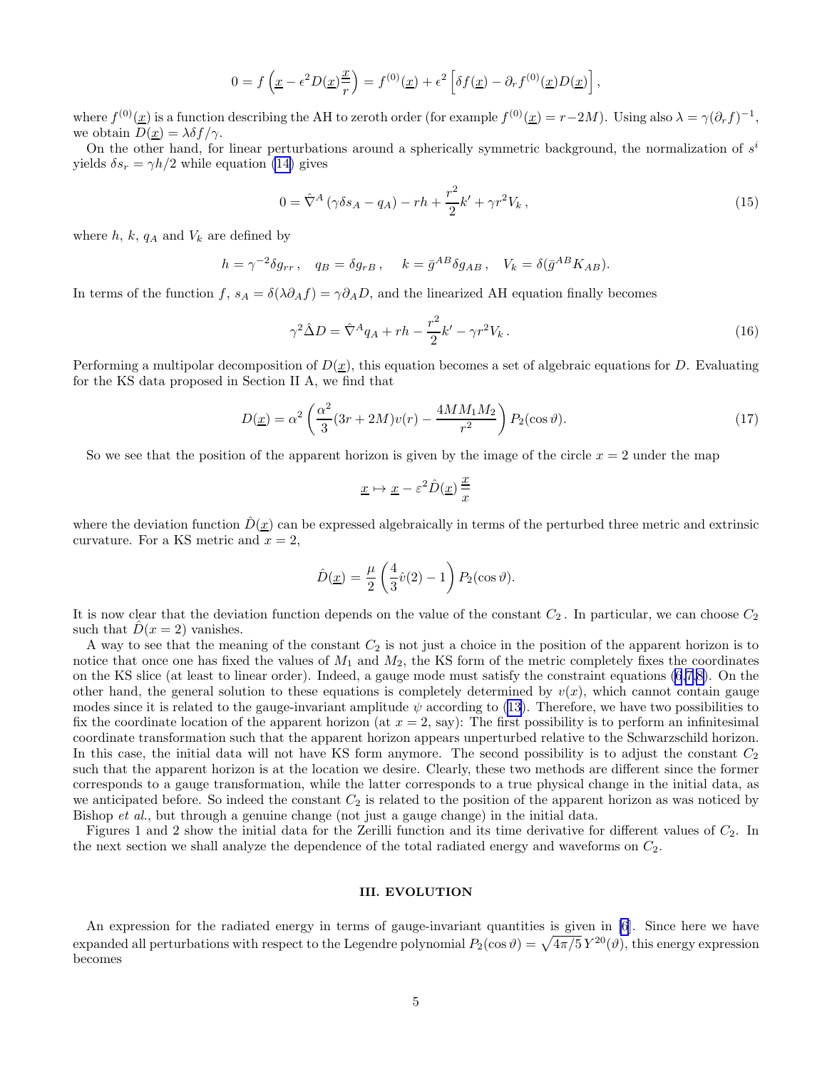$$0 = f\left(\underline{x} - \epsilon^2 D(\underline{x})\frac{\underline{x}}{r}\right) = f^{(0)}(\underline{x}) + \epsilon^2\left[\delta f(\underline{x}) - \partial_r f^{(0)}(\underline{x}) D(\underline{x})\right],$$

where $f^{(0)}(\underline{x})$ is a function describing the AH to zeroth order (for example $f^{(0)}(\underline{x}) = r - 2M$). Using also $\lambda = \gamma(\partial_r f)^{-1}$, we obtain $D(\underline{x}) = \lambda\delta f/\gamma$.

On the other hand, for linear perturbations around a spherically symmetric background, the normalization of $s^i$ yields $\delta s_r = \gamma h/2$ while equation (14) gives

$$0 = \hat{\nabla}^A\left(\gamma\delta s_A - q_A\right) - rh + \frac{r^2}{2}k' + \gamma r^2 V_k\,, \tag{15}$$

where $h$, $k$, $q_A$ and $V_k$ are defined by

$$h = \gamma^{-2}\delta g_{rr}\,, \quad q_B = \delta g_{rB}\,, \quad k = \bar{g}^{AB}\delta g_{AB}\,, \quad V_k = \delta(\bar{g}^{AB}K_{AB}).$$

In terms of the function $f$, $s_A = \delta(\lambda\partial_A f) = \gamma\partial_A D$, and the linearized AH equation finally becomes

$$\gamma^2\hat{\Delta} D = \hat{\nabla}^A q_A + rh - \frac{r^2}{2}k' - \gamma r^2 V_k\,. \tag{16}$$

Performing a multipolar decomposition of $D(\underline{x})$, this equation becomes a set of algebraic equations for $D$. Evaluating for the KS data proposed in Section II A, we find that

$$D(\underline{x}) = \alpha^2\left(\frac{\alpha^2}{3}(3r + 2M)v(r) - \frac{4MM_1M_2}{r^2}\right)P_2(\cos\vartheta). \tag{17}$$

So we see that the position of the apparent horizon is given by the image of the circle $x = 2$ under the map

$$\underline{x} \mapsto \underline{x} - \varepsilon^2\hat{D}(\underline{x})\,\frac{\underline{x}}{x}$$

where the deviation function $\hat{D}(\underline{x})$ can be expressed algebraically in terms of the perturbed three metric and extrinsic curvature. For a KS metric and $x = 2$,

$$\hat{D}(\underline{x}) = \frac{\mu}{2}\left(\frac{4}{3}\hat{v}(2) - 1\right)P_2(\cos\vartheta).$$

It is now clear that the deviation function depends on the value of the constant $C_2$. In particular, we can choose $C_2$ such that $\hat{D}(x = 2)$ vanishes.

A way to see that the meaning of the constant $C_2$ is not just a choice in the position of the apparent horizon is to notice that once one has fixed the values of $M_1$ and $M_2$, the KS form of the metric completely fixes the coordinates on the KS slice (at least to linear order). Indeed, a gauge mode must satisfy the constraint equations (6,7,8). On the other hand, the general solution to these equations is completely determined by $v(x)$, which cannot contain gauge modes since it is related to the gauge-invariant amplitude $\psi$ according to (13). Therefore, we have two possibilities to fix the coordinate location of the apparent horizon (at $x = 2$, say): The first possibility is to perform an infinitesimal coordinate transformation such that the apparent horizon appears unperturbed relative to the Schwarzschild horizon. In this case, the initial data will not have KS form anymore. The second possibility is to adjust the constant $C_2$ such that the apparent horizon is at the location we desire. Clearly, these two methods are different since the former corresponds to a gauge transformation, while the latter corresponds to a true physical change in the initial data, as we anticipated before. So indeed the constant $C_2$ is related to the position of the apparent horizon as was noticed by Bishop *et al.*, but through a genuine change (not just a gauge change) in the initial data.

Figures 1 and 2 show the initial data for the Zerilli function and its time derivative for different values of $C_2$. In the next section we shall analyze the dependence of the total radiated energy and waveforms on $C_2$.

## III. EVOLUTION

An expression for the radiated energy in terms of gauge-invariant quantities is given in [6]. Since here we have expanded all perturbations with respect to the Legendre polynomial $P_2(\cos\vartheta) = \sqrt{4\pi/5}\,Y^{20}(\vartheta)$, this energy expression becomes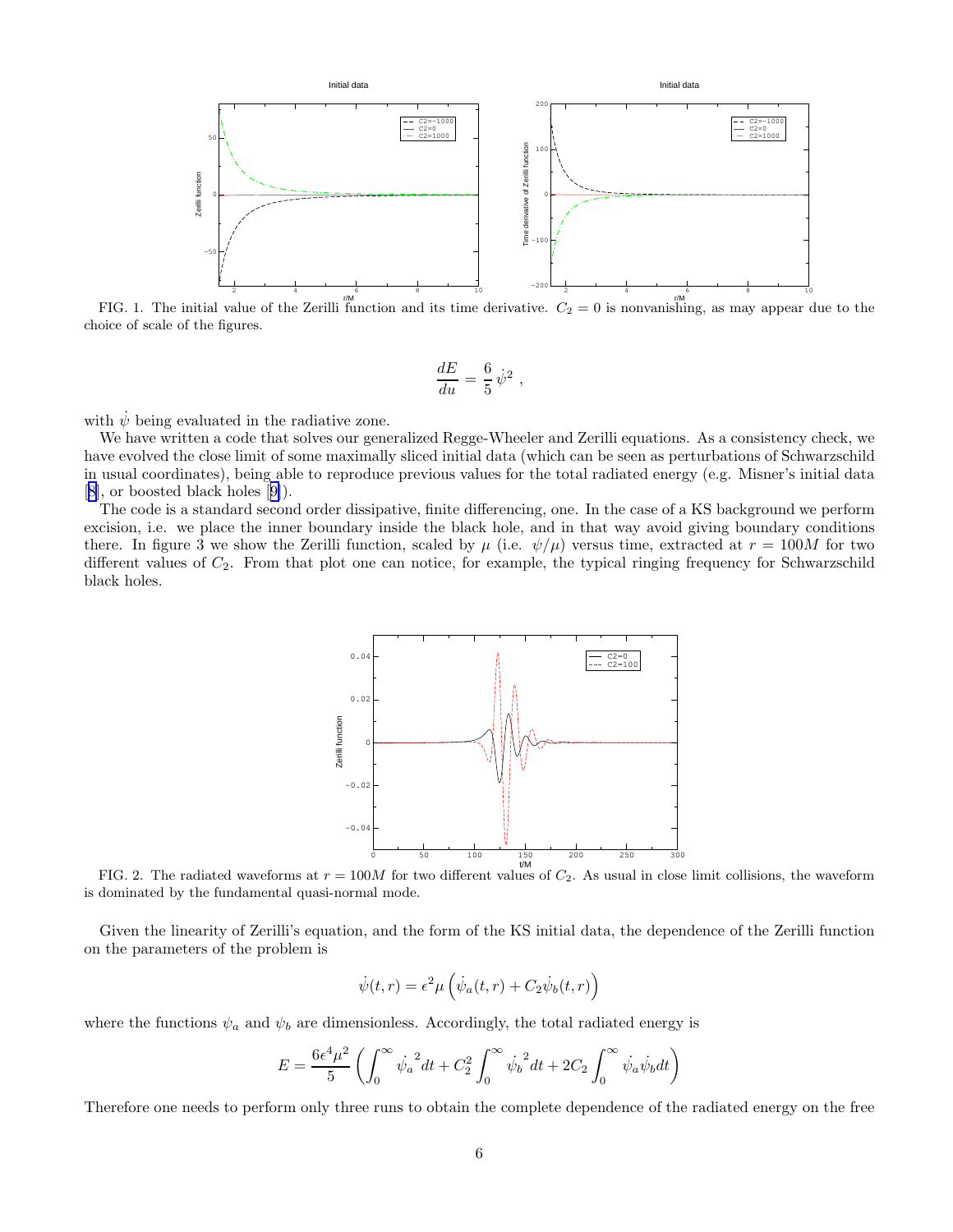FIG. 1. The initial value of the Zerilli function and its time derivative. $C_2 = 0$ is nonvanishing, as may appear due to the choice of scale of the figures.

$$\frac{dE}{du} = \frac{6}{5}\,\dot{\psi}^2 \ ,$$

with $\dot{\psi}$ being evaluated in the radiative zone.

We have written a code that solves our generalized Regge-Wheeler and Zerilli equations. As a consistency check, we have evolved the close limit of some maximally sliced initial data (which can be seen as perturbations of Schwarzschild in usual coordinates), being able to reproduce previous values for the total radiated energy (e.g. Misner's initial data [8], or boosted black holes [9]).

The code is a standard second order dissipative, finite differencing, one. In the case of a KS background we perform excision, i.e. we place the inner boundary inside the black hole, and in that way avoid giving boundary conditions there. In figure 3 we show the Zerilli function, scaled by $\mu$ (i.e. $\psi/\mu$) versus time, extracted at $r = 100M$ for two different values of $C_2$. From that plot one can notice, for example, the typical ringing frequency for Schwarzschild black holes.

FIG. 2. The radiated waveforms at $r = 100M$ for two different values of $C_2$. As usual in close limit collisions, the waveform is dominated by the fundamental quasi-normal mode.

Given the linearity of Zerilli's equation, and the form of the KS initial data, the dependence of the Zerilli function on the parameters of the problem is

$$\dot{\psi}(t,r) = \epsilon^2 \mu \left(\dot{\psi}_a(t,r) + C_2 \dot{\psi}_b(t,r)\right)$$

where the functions $\psi_a$ and $\psi_b$ are dimensionless. Accordingly, the total radiated energy is

$$E = \frac{6\epsilon^4\mu^2}{5}\left(\int_0^\infty \dot{\psi_a}^2 dt + C_2^2 \int_0^\infty \dot{\psi_b}^2 dt + 2C_2 \int_0^\infty \dot{\psi}_a \dot{\psi}_b dt\right)$$

Therefore one needs to perform only three runs to obtain the complete dependence of the radiated energy on the free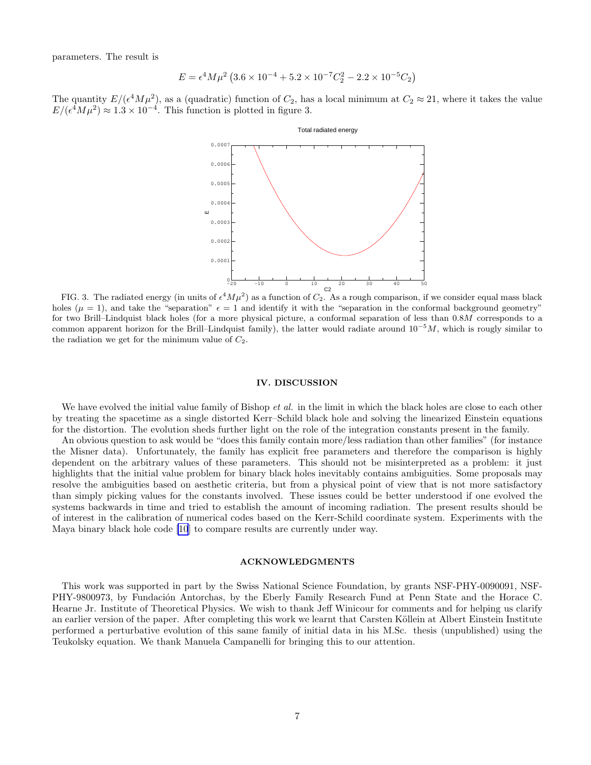parameters. The result is

$$E = \epsilon^4 M \mu^2 \left(3.6 \times 10^{-4} + 5.2 \times 10^{-7} C_2^2 - 2.2 \times 10^{-5} C_2\right)$$

The quantity $E/(\epsilon^4 M\mu^2)$, as a (quadratic) function of $C_2$, has a local minimum at $C_2 \approx 21$, where it takes the value $E/(\epsilon^4 M\mu^2) \approx 1.3 \times 10^{-4}$. This function is plotted in figure 3.

FIG. 3. The radiated energy (in units of $\epsilon^4 M\mu^2$) as a function of $C_2$. As a rough comparison, if we consider equal mass black holes ($\mu = 1$), and take the "separation" $\epsilon = 1$ and identify it with the "separation in the conformal background geometry" for two Brill–Lindquist black holes (for a more physical picture, a conformal separation of less than $0.8M$ corresponds to a common apparent horizon for the Brill–Lindquist family), the latter would radiate around $10^{-5}M$, which is rougly similar to the radiation we get for the minimum value of $C_2$.

## IV. DISCUSSION

We have evolved the initial value family of Bishop *et al.* in the limit in which the black holes are close to each other by treating the spacetime as a single distorted Kerr–Schild black hole and solving the linearized Einstein equations for the distortion. The evolution sheds further light on the role of the integration constants present in the family.

An obvious question to ask would be "does this family contain more/less radiation than other families" (for instance the Misner data). Unfortunately, the family has explicit free parameters and therefore the comparison is highly dependent on the arbitrary values of these parameters. This should not be misinterpreted as a problem: it just highlights that the initial value problem for binary black holes inevitably contains ambiguities. Some proposals may resolve the ambiguities based on aesthetic criteria, but from a physical point of view that is not more satisfactory than simply picking values for the constants involved. These issues could be better understood if one evolved the systems backwards in time and tried to establish the amount of incoming radiation. The present results should be of interest in the calibration of numerical codes based on the Kerr-Schild coordinate system. Experiments with the Maya binary black hole code [10] to compare results are currently under way.

## ACKNOWLEDGMENTS

This work was supported in part by the Swiss National Science Foundation, by grants NSF-PHY-0090091, NSF-PHY-9800973, by Fundación Antorchas, by the Eberly Family Research Fund at Penn State and the Horace C. Hearne Jr. Institute of Theoretical Physics. We wish to thank Jeff Winicour for comments and for helping us clarify an earlier version of the paper. After completing this work we learnt that Carsten Köllein at Albert Einstein Institute performed a perturbative evolution of this same family of initial data in his M.Sc. thesis (unpublished) using the Teukolsky equation. We thank Manuela Campanelli for bringing this to our attention.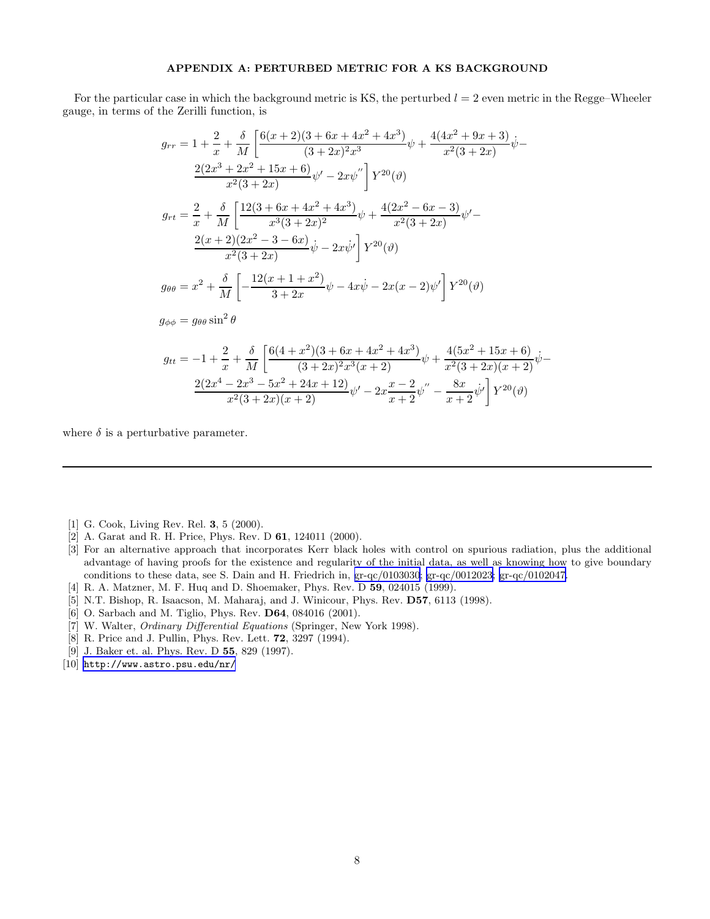## APPENDIX A: PERTURBED METRIC FOR A KS BACKGROUND

For the particular case in which the background metric is KS, the perturbed $l = 2$ even metric in the Regge–Wheeler gauge, in terms of the Zerilli function, is

$$
\begin{aligned}
g_{rr} &= 1 + \frac{2}{x} + \frac{\delta}{M}\left[\frac{6(x+2)(3+6x+4x^2+4x^3)}{(3+2x)^2 x^3}\psi + \frac{4(4x^2+9x+3)}{x^2(3+2x)}\dot{\psi} - \right.\\
&\qquad \left. \frac{2(2x^3+2x^2+15x+6)}{x^2(3+2x)}\psi' - 2x\psi''\right] Y^{20}(\vartheta)
\end{aligned}
$$

$$
\begin{aligned}
g_{rt} &= \frac{2}{x} + \frac{\delta}{M}\left[\frac{12(3+6x+4x^2+4x^3)}{x^3(3+2x)^2}\psi + \frac{4(2x^2-6x-3)}{x^2(3+2x)}\psi' - \right.\\
&\qquad \left. \frac{2(x+2)(2x^2-3-6x)}{x^2(3+2x)}\dot{\psi} - 2x\dot{\psi'}\right] Y^{20}(\vartheta)
\end{aligned}
$$

$$
g_{\theta\theta} = x^2 + \frac{\delta}{M}\left[-\frac{12(x+1+x^2)}{3+2x}\psi - 4x\dot{\psi} - 2x(x-2)\psi'\right] Y^{20}(\vartheta)
$$

$$
g_{\phi\phi} = g_{\theta\theta}\sin^2\theta
$$

$$
\begin{aligned}
g_{tt} &= -1 + \frac{2}{x} + \frac{\delta}{M}\left[\frac{6(4+x^2)(3+6x+4x^2+4x^3)}{(3+2x)^2 x^3 (x+2)}\psi + \frac{4(5x^2+15x+6)}{x^2(3+2x)(x+2)}\dot{\psi} - \right.\\
&\qquad \left. \frac{2(2x^4-2x^3-5x^2+24x+12)}{x^2(3+2x)(x+2)}\psi' - 2x\frac{x-2}{x+2}\psi'' - \frac{8x}{x+2}\dot{\psi'}\right] Y^{20}(\vartheta)
\end{aligned}
$$

where $\delta$ is a perturbative parameter.

---

[1] G. Cook, Living Rev. Rel. **3**, 5 (2000).

[2] A. Garat and R. H. Price, Phys. Rev. D **61**, 124011 (2000).

[3] For an alternative approach that incorporates Kerr black holes with control on spurious radiation, plus the additional advantage of having proofs for the existence and regularity of the initial data, as well as knowing how to give boundary conditions to these data, see S. Dain and H. Friedrich in, gr-qc/0103030; gr-qc/0012023; gr-qc/0102047.

[4] R. A. Matzner, M. F. Huq and D. Shoemaker, Phys. Rev. D **59**, 024015 (1999).

[5] N.T. Bishop, R. Isaacson, M. Maharaj, and J. Winicour, Phys. Rev. **D57**, 6113 (1998).

[6] O. Sarbach and M. Tiglio, Phys. Rev. **D64**, 084016 (2001).

[7] W. Walter, *Ordinary Differential Equations* (Springer, New York 1998).

[8] R. Price and J. Pullin, Phys. Rev. Lett. **72**, 3297 (1994).

[9] J. Baker et. al. Phys. Rev. D **55**, 829 (1997).

[10] http://www.astro.psu.edu/nr/